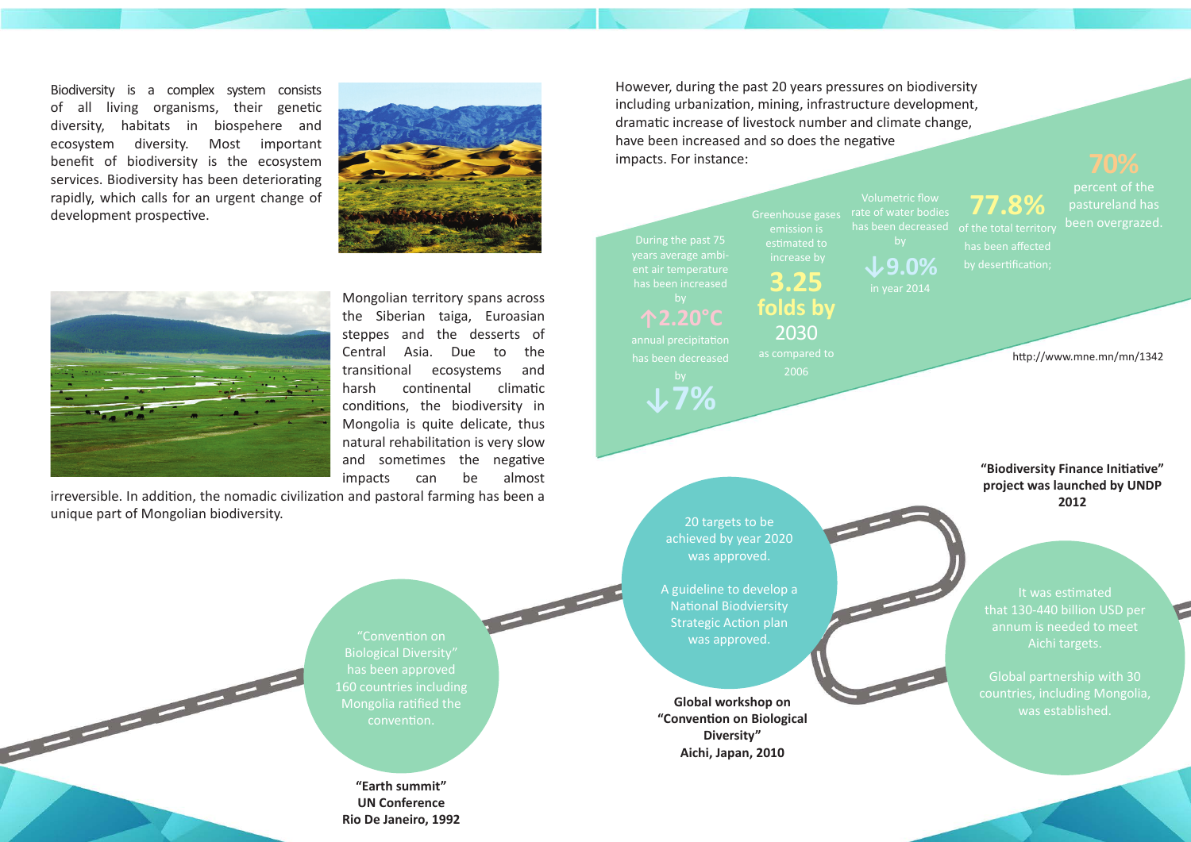Biodiversity is a complex system consists of all living organisms, their genetic diversity, habitats in biosphere and ecosystem diversity. Most important benefit of biodiversity is the ecosystem services. Biodiversity has been deteriorating rapidly, which calls for an urgent change of development prospective.

Mongolian territory spans across the Siberian taiga, Euroasian steppes and the desserts of Central Asia. Due to the transitional ecosystems and harsh continental climatic conditions, the biodiversity in Mongolia is quite delicate, thus natural rehabilitation is very slow and sometimes the negative impacts can be almost irreversible. In addition, the nomadic civilization and pastoral farming has been a unique part of Mongolian biodiversity.

However, during the past 20 years pressures on biodiversity including urbanization, mining, infrastructure development, dramatic increase of livestock number and climate change, have been increased and so does the negative impacts. For instance:

- During the past 75 years average ambient air temperature has been increased by **↑2.20°C**
- annual precipitation has been decreased by **↓7%**
- Greenhouse gases emission is estimated to increase by **3.25 folds by** 2030 as compared to 2006
- Volumetric flow rate of water bodies has been decreased by **↓9.0%** in year 2014
- **77.8%** of the total territory has been affected by desertification;
- **70%** percent of the pastureland has been overgrazed.

http://www.mne.mn/mn/1342

**"Earth summit"**
**UN Conference**
**Rio De Janeiro, 1992**

"Convention on Biological Diversity" has been approved 160 countries including Mongolia ratified the convention.

**Global workshop on "Convention on Biological Diversity"**
**Aichi, Japan, 2010**

20 targets to be achieved by year 2020 was approved.

A guideline to develop a National Biodviersity Strategic Action plan was approved.

**"Biodiversity Finance Initiative" project was launched by UNDP**
**2012**

It was estimated that 130-440 billion USD per annum is needed to meet Aichi targets.

Global partnership with 30 countries, including Mongolia, was established.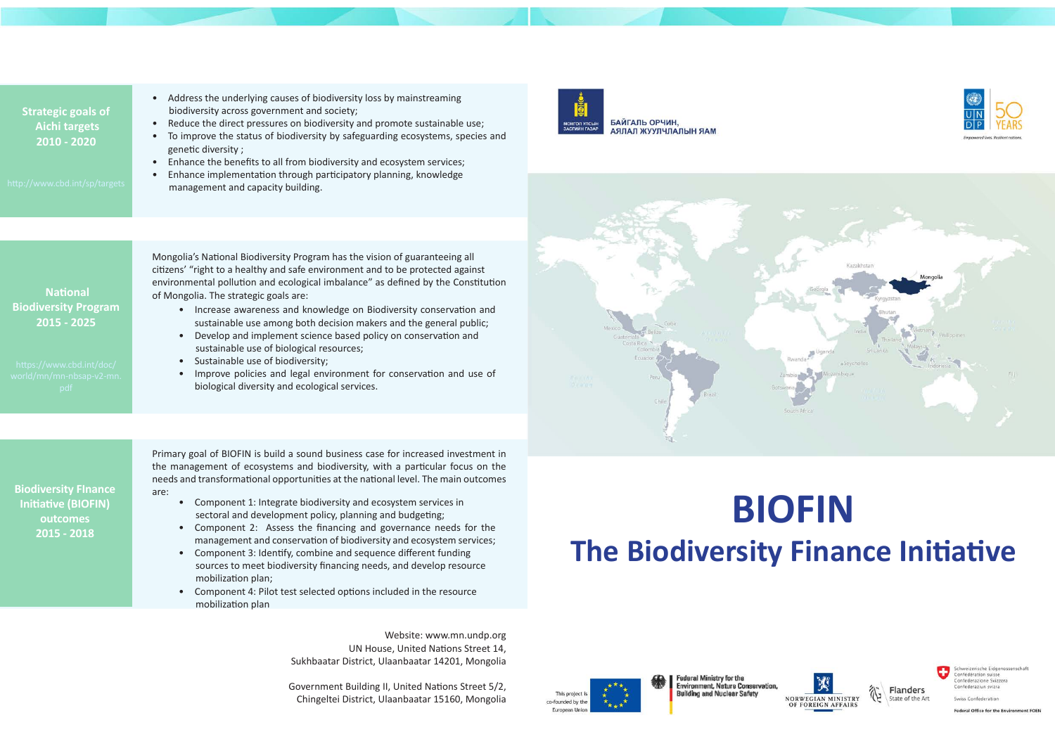**Strategic goals of Aichi targets 2010 - 2020**

http://www.cbd.int/sp/targets

- Address the underlying causes of biodiversity loss by mainstreaming biodiversity across government and society;
- Reduce the direct pressures on biodiversity and promote sustainable use;
- To improve the status of biodiversity by safeguarding ecosystems, species and genetic diversity ;
- Enhance the benefits to all from biodiversity and ecosystem services;
- Enhance implementation through participatory planning, knowledge management and capacity building.

**National Biodiversity Program 2015 - 2025**

https://www.cbd.int/doc/world/mn/mn-nbsap-v2-mn.pdf

Mongolia's National Biodiversity Program has the vision of guaranteeing all citizens' "right to a healthy and safe environment and to be protected against environmental pollution and ecological imbalance" as defined by the Constitution of Mongolia. The strategic goals are:

- Increase awareness and knowledge on Biodiversity conservation and sustainable use among both decision makers and the general public;
- Develop and implement science based policy on conservation and sustainable use of biological resources;
- Sustainable use of biodiversity;
- Improve policies and legal environment for conservation and use of biological diversity and ecological services.

**Biodiversity FInance Initiative (BIOFIN) outcomes 2015 - 2018**

Primary goal of BIOFIN is build a sound business case for increased investment in the management of ecosystems and biodiversity, with a particular focus on the needs and transformational opportunities at the national level. The main outcomes are:

- Component 1: Integrate biodiversity and ecosystem services in sectoral and development policy, planning and budgeting;
- Component 2: Assess the financing and governance needs for the management and conservation of biodiversity and ecosystem services;
- Component 3: Identify, combine and sequence different funding sources to meet biodiversity financing needs, and develop resource mobilization plan;
- Component 4: Pilot test selected options included in the resource mobilization plan

Website: www.mn.undp.org
UN House, United Nations Street 14,
Sukhbaatar District, Ulaanbaatar 14201, Mongolia

Government Building II, United Nations Street 5/2,
Chingeltei District, Ulaanbaatar 15160, Mongolia

МОНГОЛ УЛСЫН ЗАСГИЙН ГАЗАР
БАЙГАЛЬ ОРЧИН, АЯЛАЛ ЖУУЛЧЛАЛЫН ЯАМ

UN DP 50 YEARS
Empowered lives. Resilient nations.

Kazakhstan
Mongolia
Georgia
Kyrgyzstan
Bhutan
India
Vietnam
Philippines
Thailand
Malaysia
Sri Lanka
Indonesia
Seychelles
Uganda
Rwanda
Zambia
Mozambique
Botswana
South Africa
Fiji
Mexico
Cuba
Belize
Guatemala
Costa Rica
Colombia
Ecuador
Peru
Brazil
Chile

# BIOFIN

## The Biodiversity Finance Initiative

This project is co-founded by the European Union

Federal Ministry for the Environment, Nature Conservation, Building and Nuclear Safety

NORWEGIAN MINISTRY OF FOREIGN AFFAIRS

Flanders State of the Art

Schweizerische Eidgenossenschaft
Confédération suisse
Confederazione Svizzera
Confederaziun svizra

Swiss Confederation

Federal Office for the Environment FOEN